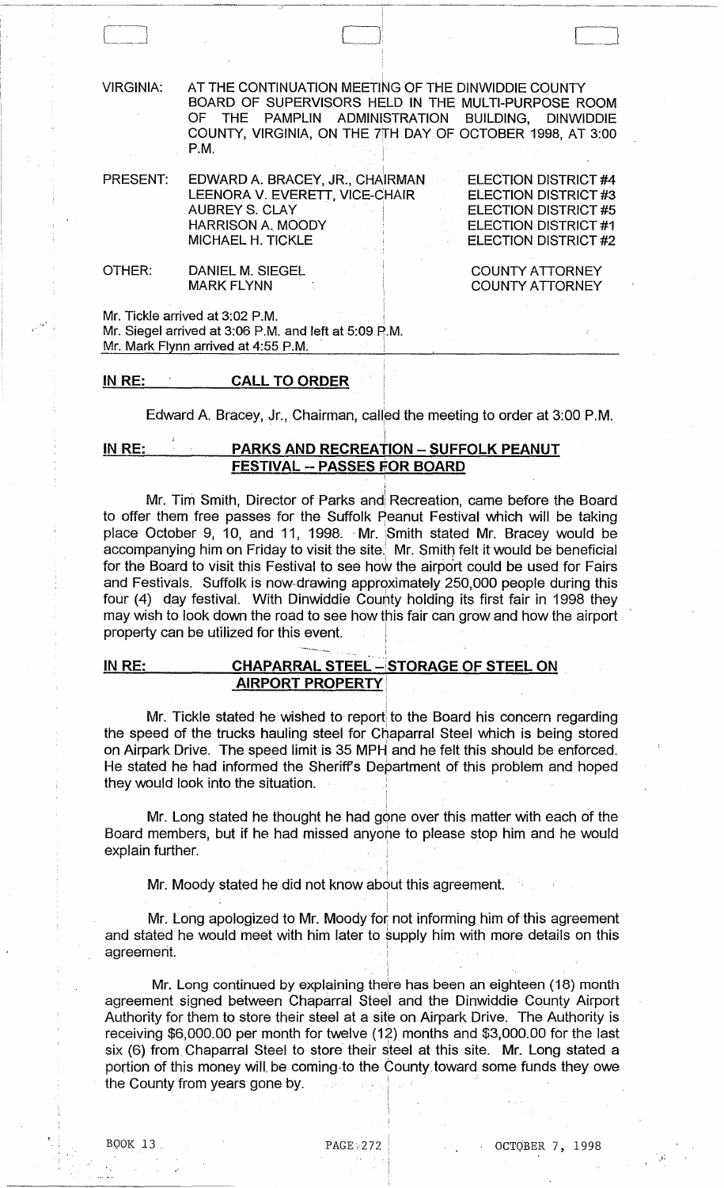VIRGINIA: AT THE CONTINUATION MEETING OF THE DINWIDDIE COUNTY BOARD OF SUPERVISORS HELD IN THE MULTI-PURPOSE ROOM OF THE PAMPLIN ADMINISTRATION BUILDING, DINWIDDIE COUNTY, VIRGINIA, ON THE 7TH DAY OF OCTOBER 1998, AT 3:00 P.M.

| PRESENT: | | |
|---|---|---|
| | EDWARD A. BRACEY, JR., CHAIRMAN | ELECTION DISTRICT #4 |
| | LEENORA V. EVERETT, VICE-CHAIR | ELECTION DISTRICT #3 |
| | AUBREY S. CLAY | ELECTION DISTRICT #5 |
| | HARRISON A. MOODY | ELECTION DISTRICT #1 |
| | MICHAEL H. TICKLE | ELECTION DISTRICT #2 |
| OTHER: | DANIEL M. SIEGEL | COUNTY ATTORNEY |
| | MARK FLYNN | COUNTY ATTORNEY |

Mr. Tickle arrived at 3:02 P.M.
Mr. Siegel arrived at 3:06 P.M. and left at 5:09 P.M.
Mr. Mark Flynn arrived at 4:55 P.M.

**IN RE: CALL TO ORDER**

Edward A. Bracey, Jr., Chairman, called the meeting to order at 3:00 P.M.

**IN RE: PARKS AND RECREATION – SUFFOLK PEANUT FESTIVAL -- PASSES FOR BOARD**

Mr. Tim Smith, Director of Parks and Recreation, came before the Board to offer them free passes for the Suffolk Peanut Festival which will be taking place October 9, 10, and 11, 1998. Mr. Smith stated Mr. Bracey would be accompanying him on Friday to visit the site. Mr. Smith felt it would be beneficial for the Board to visit this Festival to see how the airport could be used for Fairs and Festivals. Suffolk is now drawing approximately 250,000 people during this four (4) day festival. With Dinwiddie County holding its first fair in 1998 they may wish to look down the road to see how this fair can grow and how the airport property can be utilized for this event.

**IN RE: CHAPARRAL STEEL – STORAGE OF STEEL ON AIRPORT PROPERTY**

Mr. Tickle stated he wished to report to the Board his concern regarding the speed of the trucks hauling steel for Chaparral Steel which is being stored on Airpark Drive. The speed limit is 35 MPH and he felt this should be enforced. He stated he had informed the Sheriff's Department of this problem and hoped they would look into the situation.

Mr. Long stated he thought he had gone over this matter with each of the Board members, but if he had missed anyone to please stop him and he would explain further.

Mr. Moody stated he did not know about this agreement.

Mr. Long apologized to Mr. Moody for not informing him of this agreement and stated he would meet with him later to supply him with more details on this agreement.

Mr. Long continued by explaining there has been an eighteen (18) month agreement signed between Chaparral Steel and the Dinwiddie County Airport Authority for them to store their steel at a site on Airpark Drive. The Authority is receiving $6,000.00 per month for twelve (12) months and $3,000.00 for the last six (6) from Chaparral Steel to store their steel at this site. Mr. Long stated a portion of this money will be coming to the County toward some funds they owe the County from years gone by.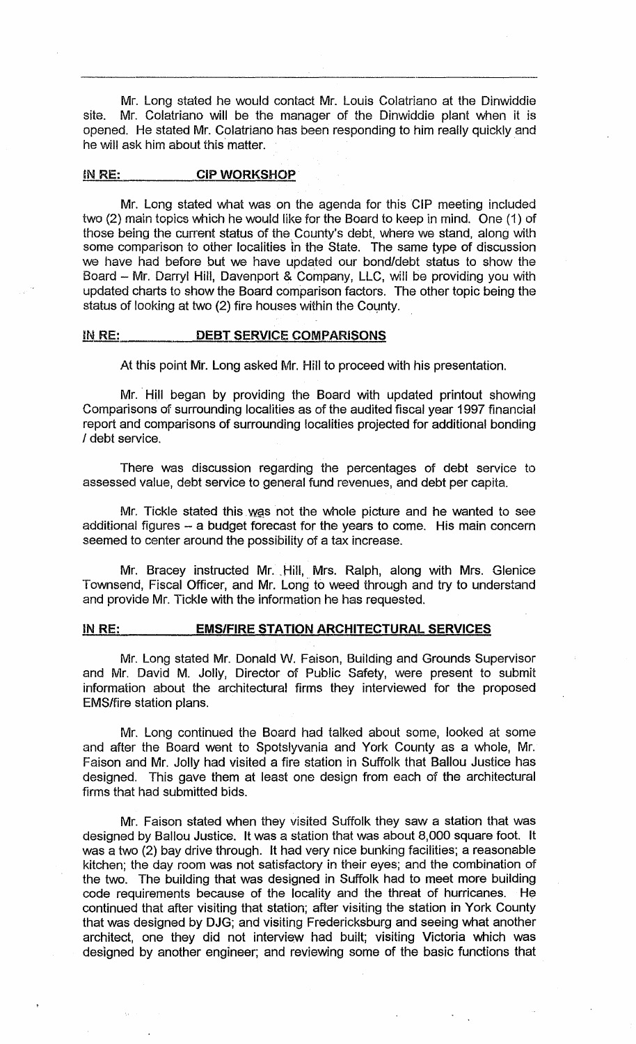Mr. Long stated he would contact Mr. Louis Colatriano at the Dinwiddie site. Mr. Colatriano will be the manager of the Dinwiddie plant when it is opened. He stated Mr. Colatriano has been responding to him really quickly and he will ask him about this matter.

**IN RE: CIP WORKSHOP**

Mr. Long stated what was on the agenda for this CIP meeting included two (2) main topics which he would like for the Board to keep in mind. One (1) of those being the current status of the County's debt, where we stand, along with some comparison to other localities in the State. The same type of discussion we have had before but we have updated our bond/debt status to show the Board – Mr. Darryl Hill, Davenport & Company, LLC, will be providing you with updated charts to show the Board comparison factors. The other topic being the status of looking at two (2) fire houses within the County.

**IN RE: DEBT SERVICE COMPARISONS**

At this point Mr. Long asked Mr. Hill to proceed with his presentation.

Mr. Hill began by providing the Board with updated printout showing Comparisons of surrounding localities as of the audited fiscal year 1997 financial report and comparisons of surrounding localities projected for additional bonding / debt service.

There was discussion regarding the percentages of debt service to assessed value, debt service to general fund revenues, and debt per capita.

Mr. Tickle stated this was not the whole picture and he wanted to see additional figures – a budget forecast for the years to come. His main concern seemed to center around the possibility of a tax increase.

Mr. Bracey instructed Mr. Hill, Mrs. Ralph, along with Mrs. Glenice Townsend, Fiscal Officer, and Mr. Long to weed through and try to understand and provide Mr. Tickle with the information he has requested.

**IN RE: EMS/FIRE STATION ARCHITECTURAL SERVICES**

Mr. Long stated Mr. Donald W. Faison, Building and Grounds Supervisor and Mr. David M. Jolly, Director of Public Safety, were present to submit information about the architectural firms they interviewed for the proposed EMS/fire station plans.

Mr. Long continued the Board had talked about some, looked at some and after the Board went to Spotsylvania and York County as a whole, Mr. Faison and Mr. Jolly had visited a fire station in Suffolk that Ballou Justice has designed. This gave them at least one design from each of the architectural firms that had submitted bids.

Mr. Faison stated when they visited Suffolk they saw a station that was designed by Ballou Justice. It was a station that was about 8,000 square foot. It was a two (2) bay drive through. It had very nice bunking facilities; a reasonable kitchen; the day room was not satisfactory in their eyes; and the combination of the two. The building that was designed in Suffolk had to meet more building code requirements because of the locality and the threat of hurricanes. He continued that after visiting that station; after visiting the station in York County that was designed by DJG; and visiting Fredericksburg and seeing what another architect, one they did not interview had built; visiting Victoria which was designed by another engineer; and reviewing some of the basic functions that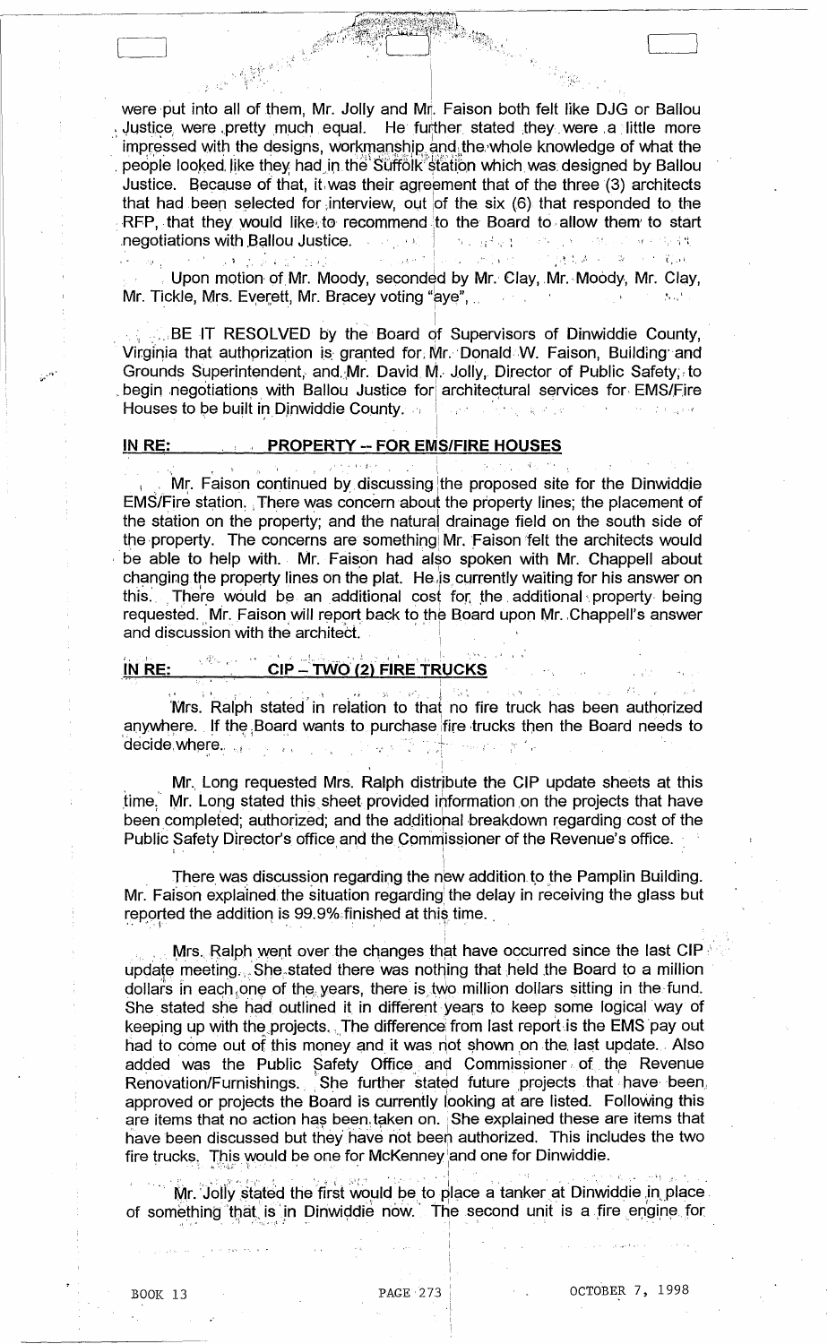were put into all of them, Mr. Jolly and Mr. Faison both felt like DJG or Ballou Justice were pretty much equal. He further stated they were a little more impressed with the designs, workmanship and the whole knowledge of what the people looked like they had in the Suffolk station which was designed by Ballou Justice. Because of that, it was their agreement that of the three (3) architects that had been selected for interview, out of the six (6) that responded to the RFP, that they would like to recommend to the Board to allow them to start negotiations with Ballou Justice.

Upon motion of Mr. Moody, seconded by Mr. Clay, Mr. Moody, Mr. Clay, Mr. Tickle, Mrs. Everett, Mr. Bracey voting "aye",

BE IT RESOLVED by the Board of Supervisors of Dinwiddie County, Virginia that authorization is granted for Mr. Donald W. Faison, Building and Grounds Superintendent, and Mr. David M. Jolly, Director of Public Safety, to begin negotiations with Ballou Justice for architectural services for EMS/Fire Houses to be built in Dinwiddie County.

**IN RE: PROPERTY -- FOR EMS/FIRE HOUSES**

Mr. Faison continued by discussing the proposed site for the Dinwiddie EMS/Fire station. There was concern about the property lines; the placement of the station on the property; and the natural drainage field on the south side of the property. The concerns are something Mr. Faison felt the architects would be able to help with. Mr. Faison had also spoken with Mr. Chappell about changing the property lines on the plat. He is currently waiting for his answer on this. There would be an additional cost for the additional property being requested. Mr. Faison will report back to the Board upon Mr. Chappell's answer and discussion with the architect.

**IN RE: CIP – TWO (2) FIRE TRUCKS**

Mrs. Ralph stated in relation to that no fire truck has been authorized anywhere. If the Board wants to purchase fire trucks then the Board needs to decide where.

Mr. Long requested Mrs. Ralph distribute the CIP update sheets at this time. Mr. Long stated this sheet provided information on the projects that have been completed; authorized; and the additional breakdown regarding cost of the Public Safety Director's office and the Commissioner of the Revenue's office.

There was discussion regarding the new addition to the Pamplin Building. Mr. Faison explained the situation regarding the delay in receiving the glass but reported the addition is 99.9% finished at this time.

Mrs. Ralph went over the changes that have occurred since the last CIP update meeting. She stated there was nothing that held the Board to a million dollars in each one of the years, there is two million dollars sitting in the fund. She stated she had outlined it in different years to keep some logical way of keeping up with the projects. The difference from last report is the EMS pay out had to come out of this money and it was not shown on the last update. Also added was the Public Safety Office and Commissioner of the Revenue Renovation/Furnishings. She further stated future projects that have been approved or projects the Board is currently looking at are listed. Following this are items that no action has been taken on. She explained these are items that have been discussed but they have not been authorized. This includes the two fire trucks. This would be one for McKenney and one for Dinwiddie.

Mr. Jolly stated the first would be to place a tanker at Dinwiddie in place of something that is in Dinwiddie now. The second unit is a fire engine for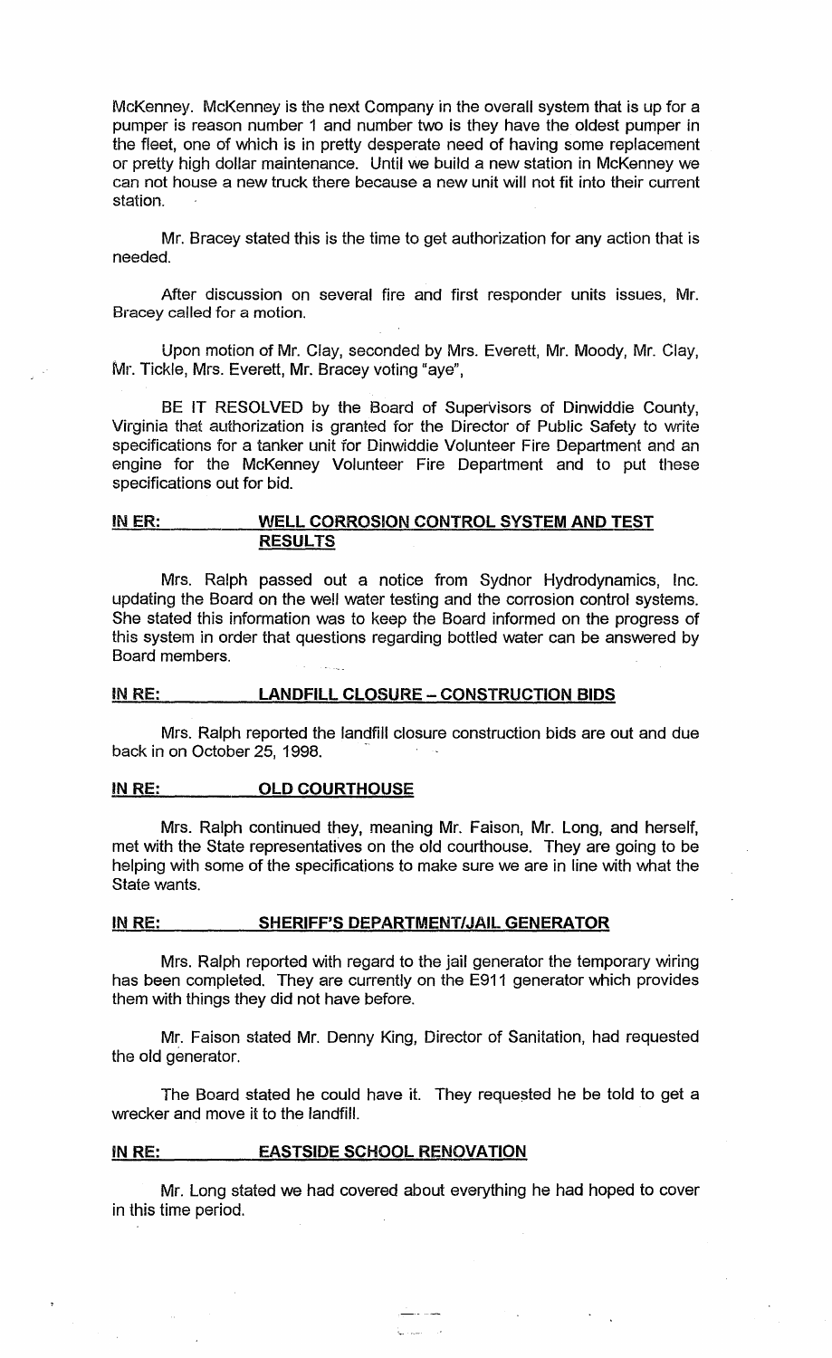McKenney. McKenney is the next Company in the overall system that is up for a pumper is reason number 1 and number two is they have the oldest pumper in the fleet, one of which is in pretty desperate need of having some replacement or pretty high dollar maintenance. Until we build a new station in McKenney we can not house a new truck there because a new unit will not fit into their current station.

Mr. Bracey stated this is the time to get authorization for any action that is needed.

After discussion on several fire and first responder units issues, Mr. Bracey called for a motion.

Upon motion of Mr. Clay, seconded by Mrs. Everett, Mr. Moody, Mr. Clay, Mr. Tickle, Mrs. Everett, Mr. Bracey voting "aye",

BE IT RESOLVED by the Board of Supervisors of Dinwiddie County, Virginia that authorization is granted for the Director of Public Safety to write specifications for a tanker unit for Dinwiddie Volunteer Fire Department and an engine for the McKenney Volunteer Fire Department and to put these specifications out for bid.

**IN ER: WELL CORROSION CONTROL SYSTEM AND TEST RESULTS**

Mrs. Ralph passed out a notice from Sydnor Hydrodynamics, Inc. updating the Board on the well water testing and the corrosion control systems. She stated this information was to keep the Board informed on the progress of this system in order that questions regarding bottled water can be answered by Board members.

**IN RE: LANDFILL CLOSURE – CONSTRUCTION BIDS**

Mrs. Ralph reported the landfill closure construction bids are out and due back in on October 25, 1998.

**IN RE: OLD COURTHOUSE**

Mrs. Ralph continued they, meaning Mr. Faison, Mr. Long, and herself, met with the State representatives on the old courthouse. They are going to be helping with some of the specifications to make sure we are in line with what the State wants.

**IN RE: SHERIFF'S DEPARTMENT/JAIL GENERATOR**

Mrs. Ralph reported with regard to the jail generator the temporary wiring has been completed. They are currently on the E911 generator which provides them with things they did not have before.

Mr. Faison stated Mr. Denny King, Director of Sanitation, had requested the old generator.

The Board stated he could have it. They requested he be told to get a wrecker and move it to the landfill.

**IN RE: EASTSIDE SCHOOL RENOVATION**

Mr. Long stated we had covered about everything he had hoped to cover in this time period.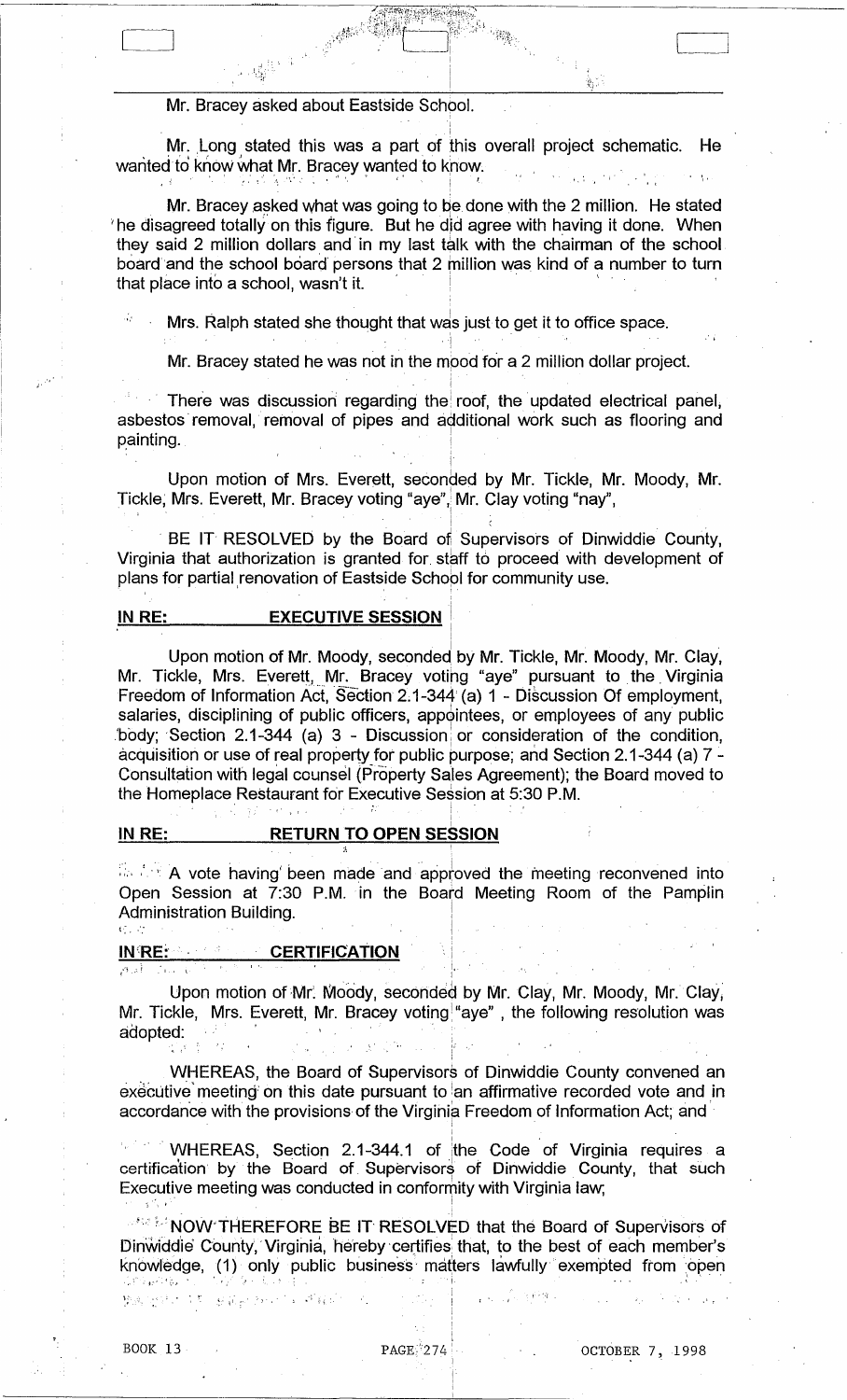Mr. Bracey asked about Eastside School.

Mr. Long stated this was a part of this overall project schematic. He wanted to know what Mr. Bracey wanted to know.

Mr. Bracey asked what was going to be done with the 2 million. He stated he disagreed totally on this figure. But he did agree with having it done. When they said 2 million dollars and in my last talk with the chairman of the school board and the school board persons that 2 million was kind of a number to turn that place into a school, wasn't it.

Mrs. Ralph stated she thought that was just to get it to office space.

Mr. Bracey stated he was not in the mood for a 2 million dollar project.

There was discussion regarding the roof, the updated electrical panel, asbestos removal, removal of pipes and additional work such as flooring and painting.

Upon motion of Mrs. Everett, seconded by Mr. Tickle, Mr. Moody, Mr. Tickle, Mrs. Everett, Mr. Bracey voting "aye", Mr. Clay voting "nay",

BE IT RESOLVED by the Board of Supervisors of Dinwiddie County, Virginia that authorization is granted for staff to proceed with development of plans for partial renovation of Eastside School for community use.

## IN RE: EXECUTIVE SESSION

Upon motion of Mr. Moody, seconded by Mr. Tickle, Mr. Moody, Mr. Clay, Mr. Tickle, Mrs. Everett, Mr. Bracey voting "aye" pursuant to the Virginia Freedom of Information Act, Section 2.1-344 (a) 1 - Discussion Of employment, salaries, disciplining of public officers, appointees, or employees of any public body; Section 2.1-344 (a) 3 - Discussion or consideration of the condition, acquisition or use of real property for public purpose; and Section 2.1-344 (a) 7 - Consultation with legal counsel (Property Sales Agreement); the Board moved to the Homeplace Restaurant for Executive Session at 5:30 P.M.

## IN RE: RETURN TO OPEN SESSION

A vote having been made and approved the meeting reconvened into Open Session at 7:30 P.M. in the Board Meeting Room of the Pamplin Administration Building.

## IN RE: CERTIFICATION

Upon motion of Mr. Moody, seconded by Mr. Clay, Mr. Moody, Mr. Clay, Mr. Tickle, Mrs. Everett, Mr. Bracey voting "aye", the following resolution was adopted:

WHEREAS, the Board of Supervisors of Dinwiddie County convened an executive meeting on this date pursuant to an affirmative recorded vote and in accordance with the provisions of the Virginia Freedom of Information Act; and

WHEREAS, Section 2.1-344.1 of the Code of Virginia requires a certification by the Board of Supervisors of Dinwiddie County, that such Executive meeting was conducted in conformity with Virginia law;

NOW THEREFORE BE IT RESOLVED that the Board of Supervisors of Dinwiddie County, Virginia, hereby certifies that, to the best of each member's knowledge, (1) only public business matters lawfully exempted from open

BOOK 13 PAGE 274 OCTOBER 7, 1998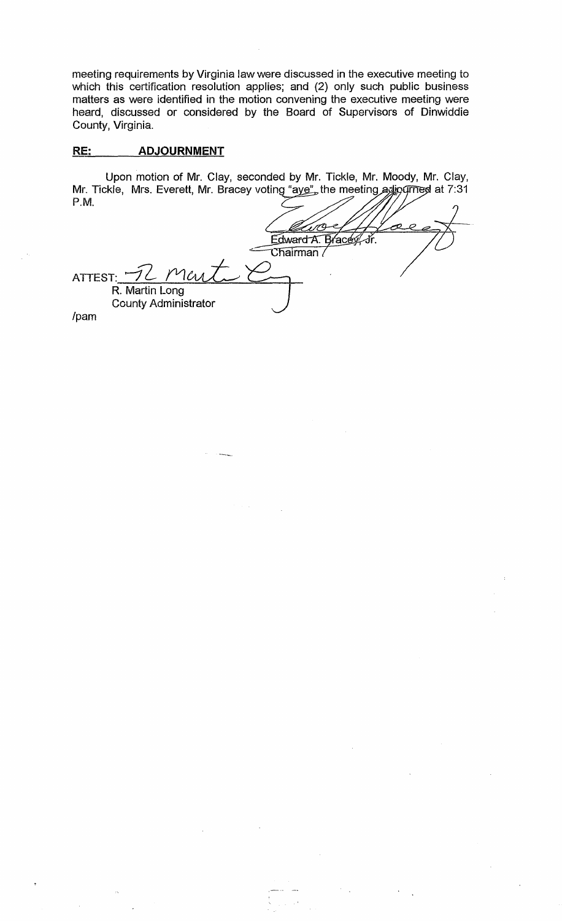meeting requirements by Virginia law were discussed in the executive meeting to which this certification resolution applies; and (2) only such public business matters as were identified in the motion convening the executive meeting were heard, discussed or considered by the Board of Supervisors of Dinwiddie County, Virginia.

**RE: ADJOURNMENT**

Upon motion of Mr. Clay, seconded by Mr. Tickle, Mr. Moody, Mr. Clay, Mr. Tickle, Mrs. Everett, Mr. Bracey voting "aye", the meeting adjourned at 7:31 P.M.

Edward A. Bracey, Jr.
Chairman

ATTEST: R. Martin Long
County Administrator

/pam